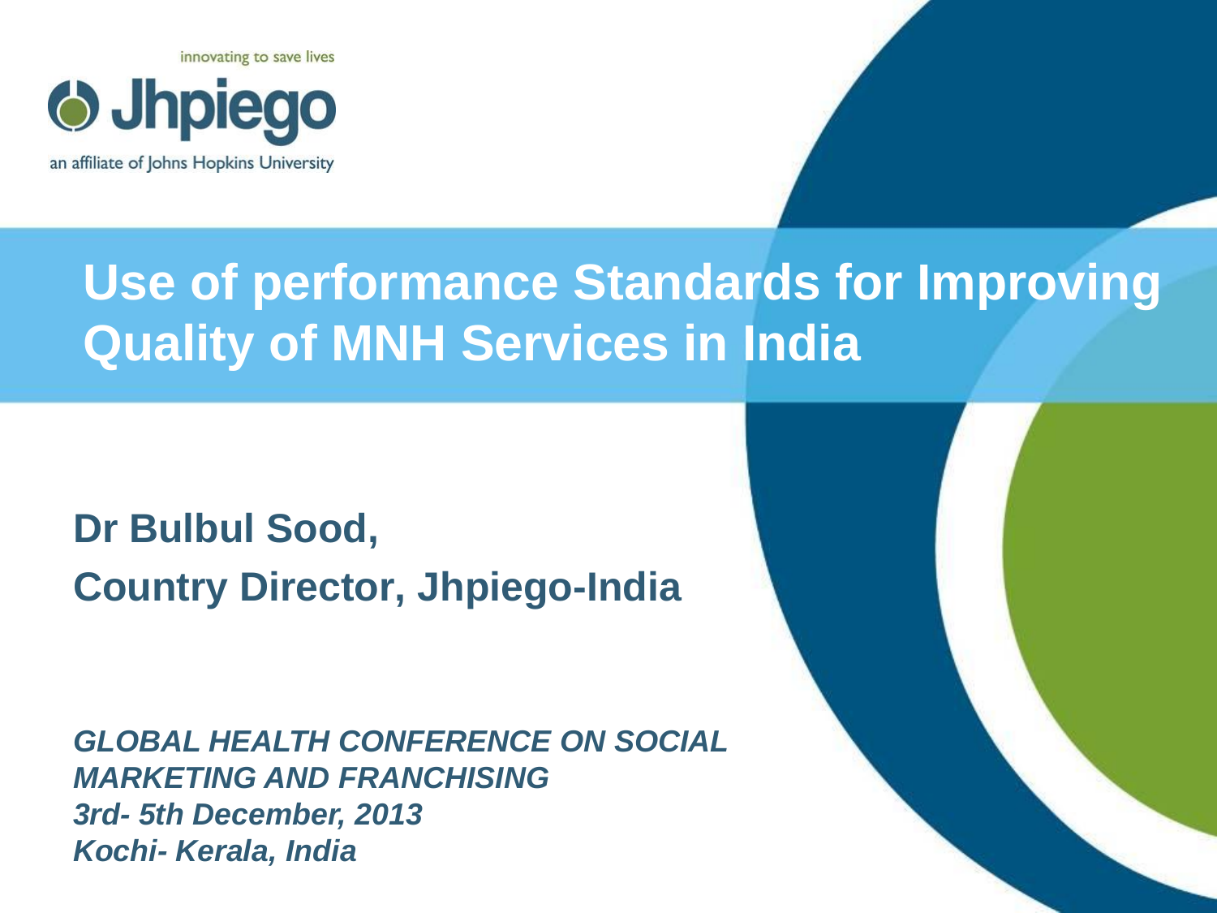innovating to save lives

Jhpiego

an affiliate of Johns Hopkins University

# Use of performance Standards for Improving Quality of MNH Services in India

**Dr Bulbul Sood,**

**Country Director, Jhpiego-India**

***GLOBAL HEALTH CONFERENCE ON SOCIAL MARKETING AND FRANCHISING***
***3rd- 5th December, 2013***
***Kochi- Kerala, India***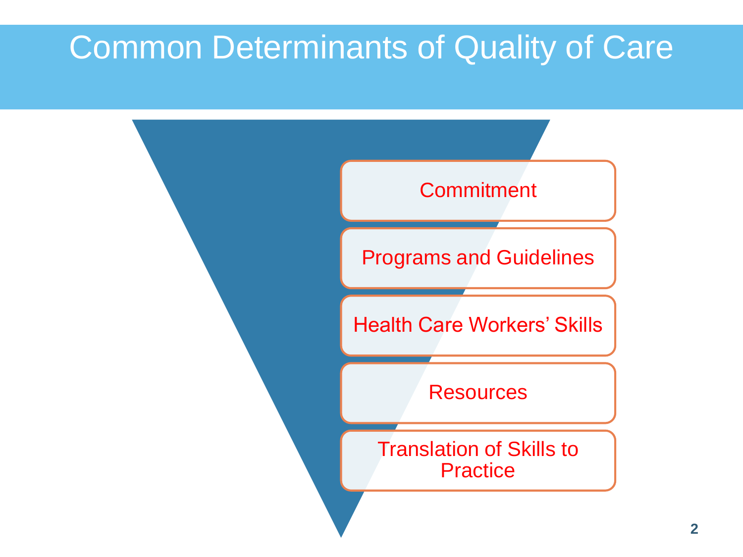# Common Determinants of Quality of Care

- Commitment
- Programs and Guidelines
- Health Care Workers' Skills
- Resources
- Translation of Skills to Practice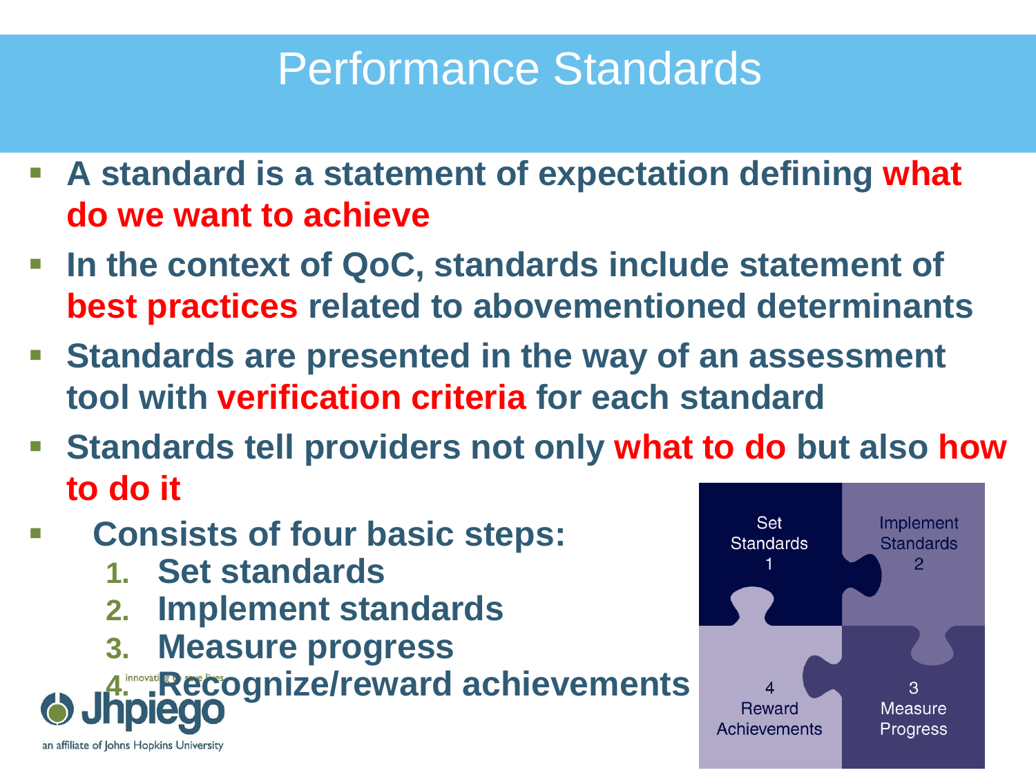# Performance Standards

- **A standard is a statement of expectation defining what do we want to achieve**
- **In the context of QoC, standards include statement of best practices related to abovementioned determinants**
- **Standards are presented in the way of an assessment tool with verification criteria for each standard**
- **Standards tell providers not only what to do but also how to do it**
- **Consists of four basic steps:**
  1. **Set standards**
  2. **Implement standards**
  3. **Measure progress**
  4. **Recognize/reward achievements**

Set Standards 1
Implement Standards 2
3 Measure Progress
4 Reward Achievements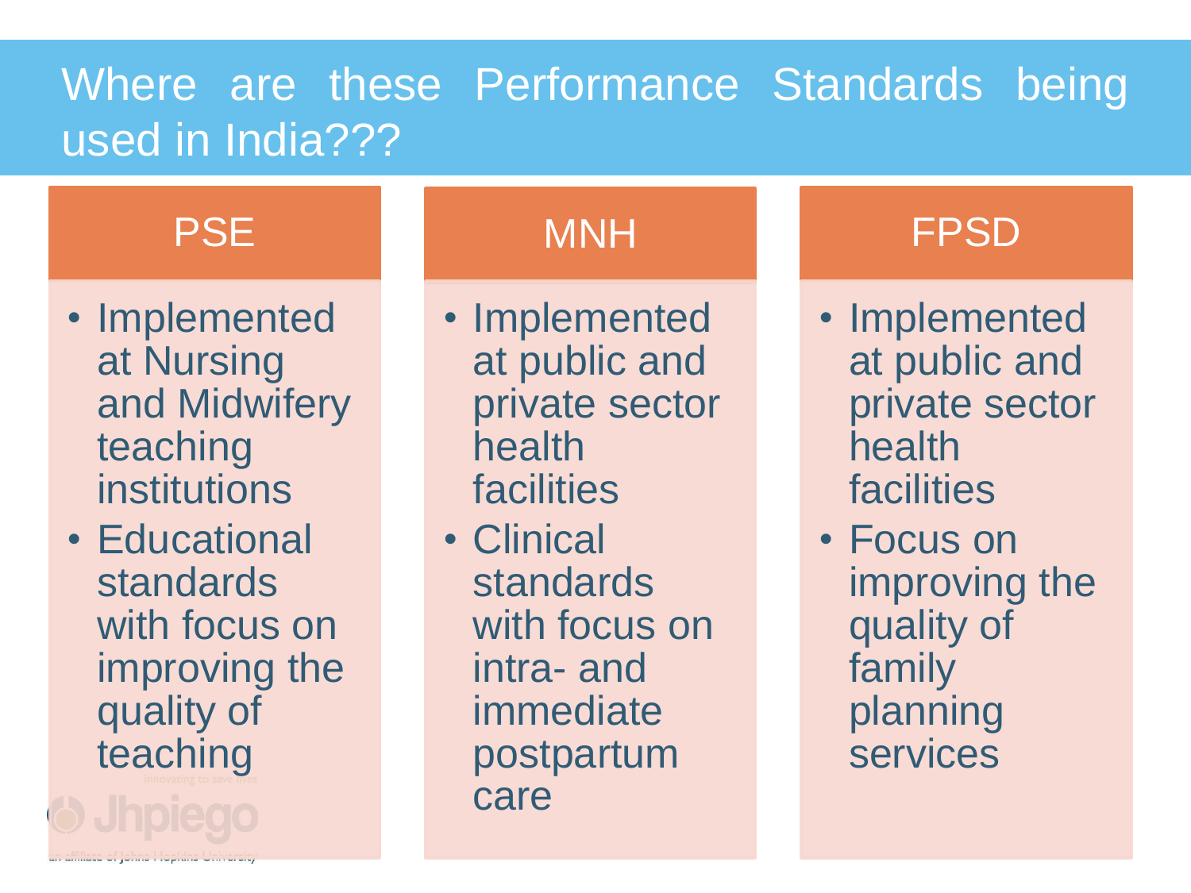# Where are these Performance Standards being used in India???

## PSE

- Implemented at Nursing and Midwifery teaching institutions
- Educational standards with focus on improving the quality of teaching

## MNH

- Implemented at public and private sector health facilities
- Clinical standards with focus on intra- and immediate postpartum care

## FPSD

- Implemented at public and private sector health facilities
- Focus on improving the quality of family planning services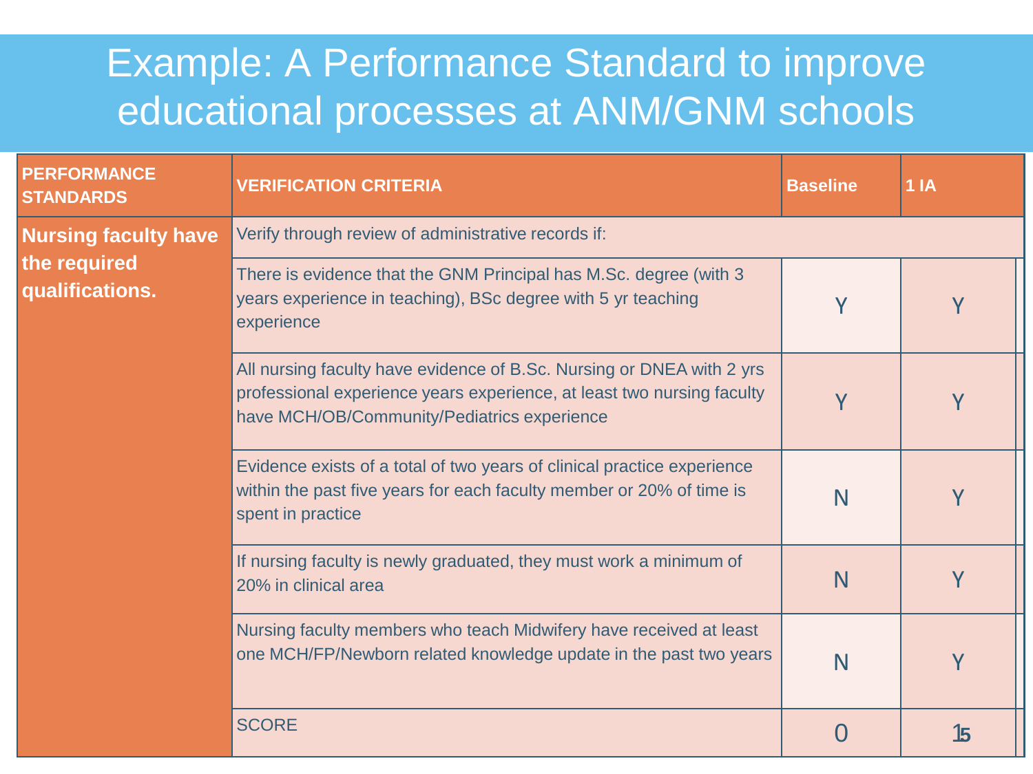# Example: A Performance Standard to improve educational processes at ANM/GNM schools

| PERFORMANCE STANDARDS | VERIFICATION CRITERIA | Baseline | 1 IA |
| --- | --- | --- | --- |
| **Nursing faculty have the required qualifications.** | Verify through review of administrative records if: | | |
| | There is evidence that the GNM Principal has M.Sc. degree (with 3 years experience in teaching), BSc degree with 5 yr teaching experience | Y | Y |
| | All nursing faculty have evidence of B.Sc. Nursing or DNEA with 2 yrs professional experience years experience, at least two nursing faculty have MCH/OB/Community/Pediatrics experience | Y | Y |
| | Evidence exists of a total of two years of clinical practice experience within the past five years for each faculty member or 20% of time is spent in practice | N | Y |
| | If nursing faculty is newly graduated, they must work a minimum of 20% in clinical area | N | Y |
| | Nursing faculty members who teach Midwifery have received at least one MCH/FP/Newborn related knowledge update in the past two years | N | Y |
| | SCORE | 0 | 15 |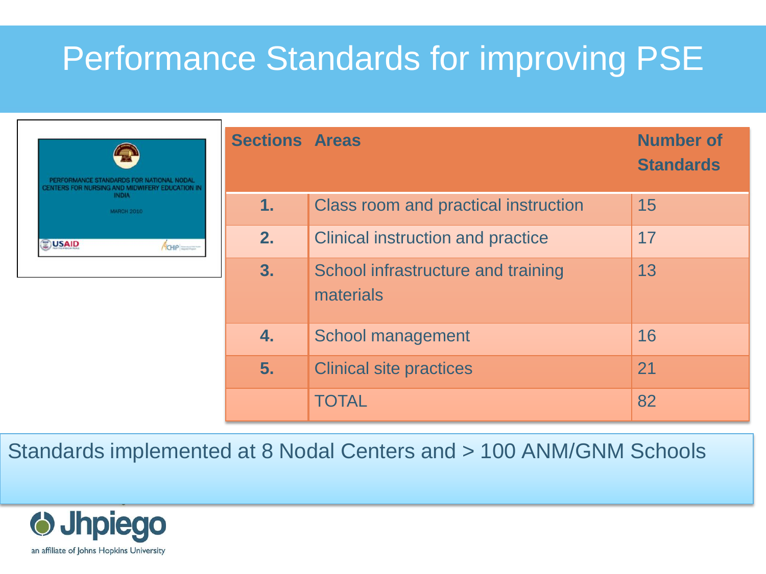# Performance Standards for improving PSE

PERFORMANCE STANDARDS FOR NATIONAL NODAL CENTERS FOR NURSING AND MIDWIFERY EDUCATION IN INDIA

MARCH 2010

| Sections | Areas | Number of Standards |
|---|---|---|
| 1. | Class room and practical instruction | 15 |
| 2. | Clinical instruction and practice | 17 |
| 3. | School infrastructure and training materials | 13 |
| 4. | School management | 16 |
| 5. | Clinical site practices | 21 |
| | TOTAL | 82 |

Standards implemented at 8 Nodal Centers and > 100 ANM/GNM Schools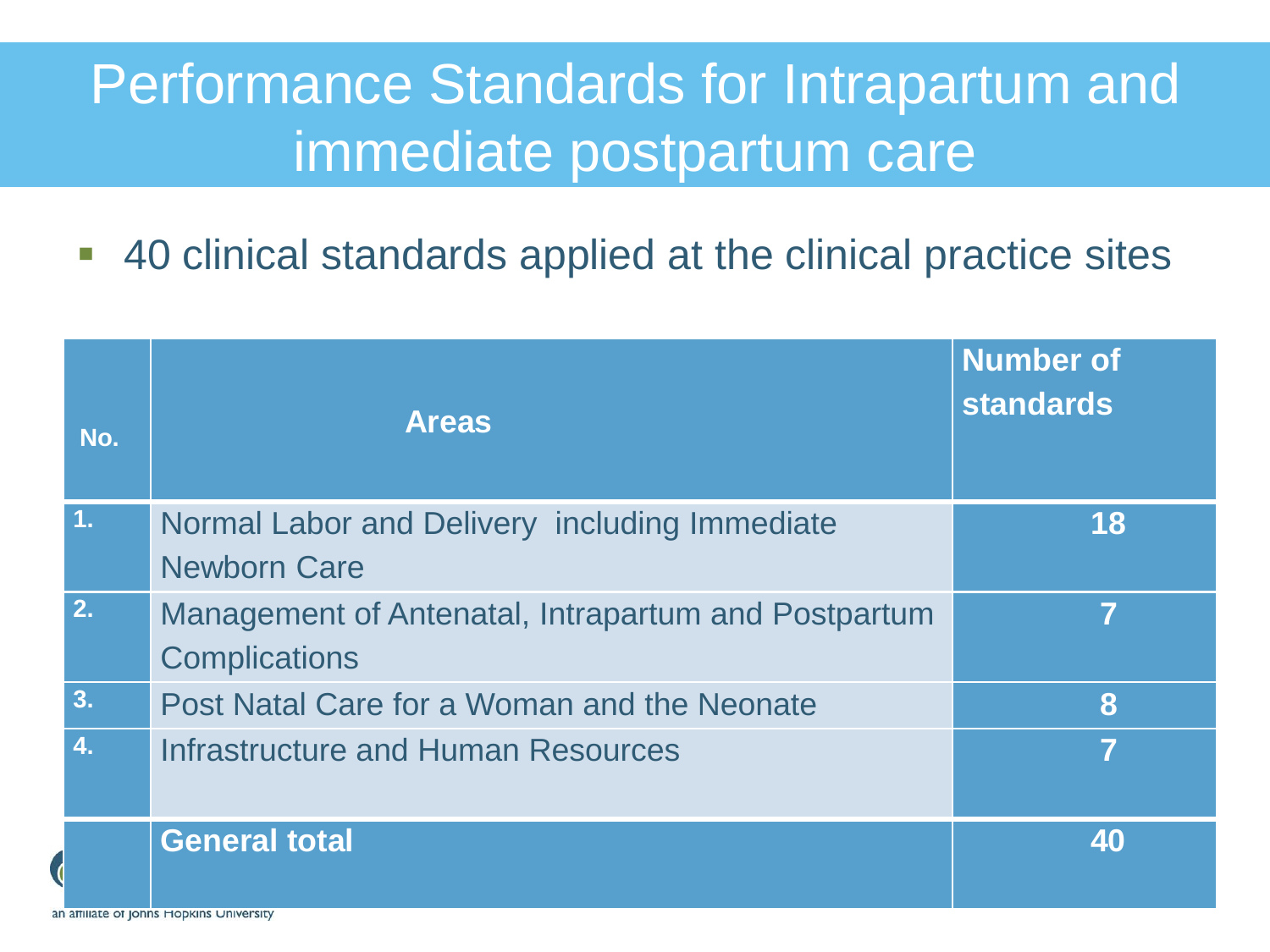# Performance Standards for Intrapartum and immediate postpartum care

- 40 clinical standards applied at the clinical practice sites

| No. | Areas | Number of standards |
|---|---|---|
| 1. | Normal Labor and Delivery including Immediate Newborn Care | 18 |
| 2. | Management of Antenatal, Intrapartum and Postpartum Complications | 7 |
| 3. | Post Natal Care for a Woman and the Neonate | 8 |
| 4. | Infrastructure and Human Resources | 7 |
| | **General total** | **40** |

an affiliate of Johns Hopkins University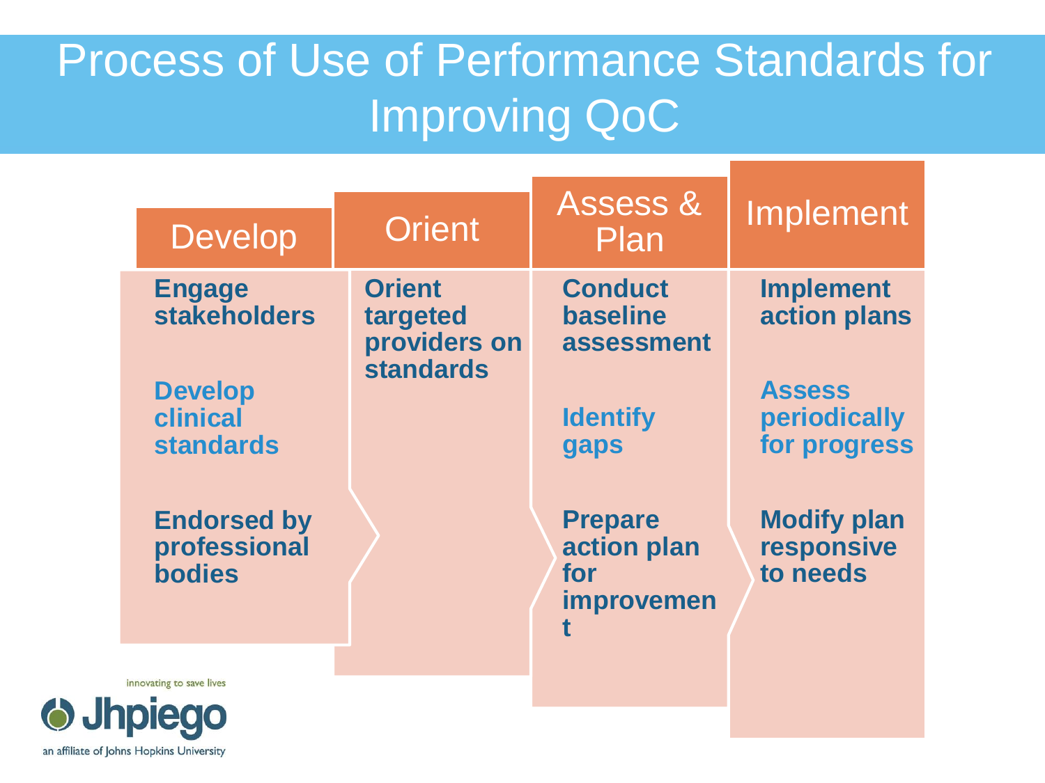# Process of Use of Performance Standards for Improving QoC

| Develop | Orient | Assess & Plan | Implement |
| --- | --- | --- | --- |
| Engage stakeholders | Orient targeted providers on standards | Conduct baseline assessment | Implement action plans |
| Develop clinical standards | | Identify gaps | Assess periodically for progress |
| Endorsed by professional bodies | | Prepare action plan for improvement | Modify plan responsive to needs |

innovating to save lives

Jhpiego

an affiliate of Johns Hopkins University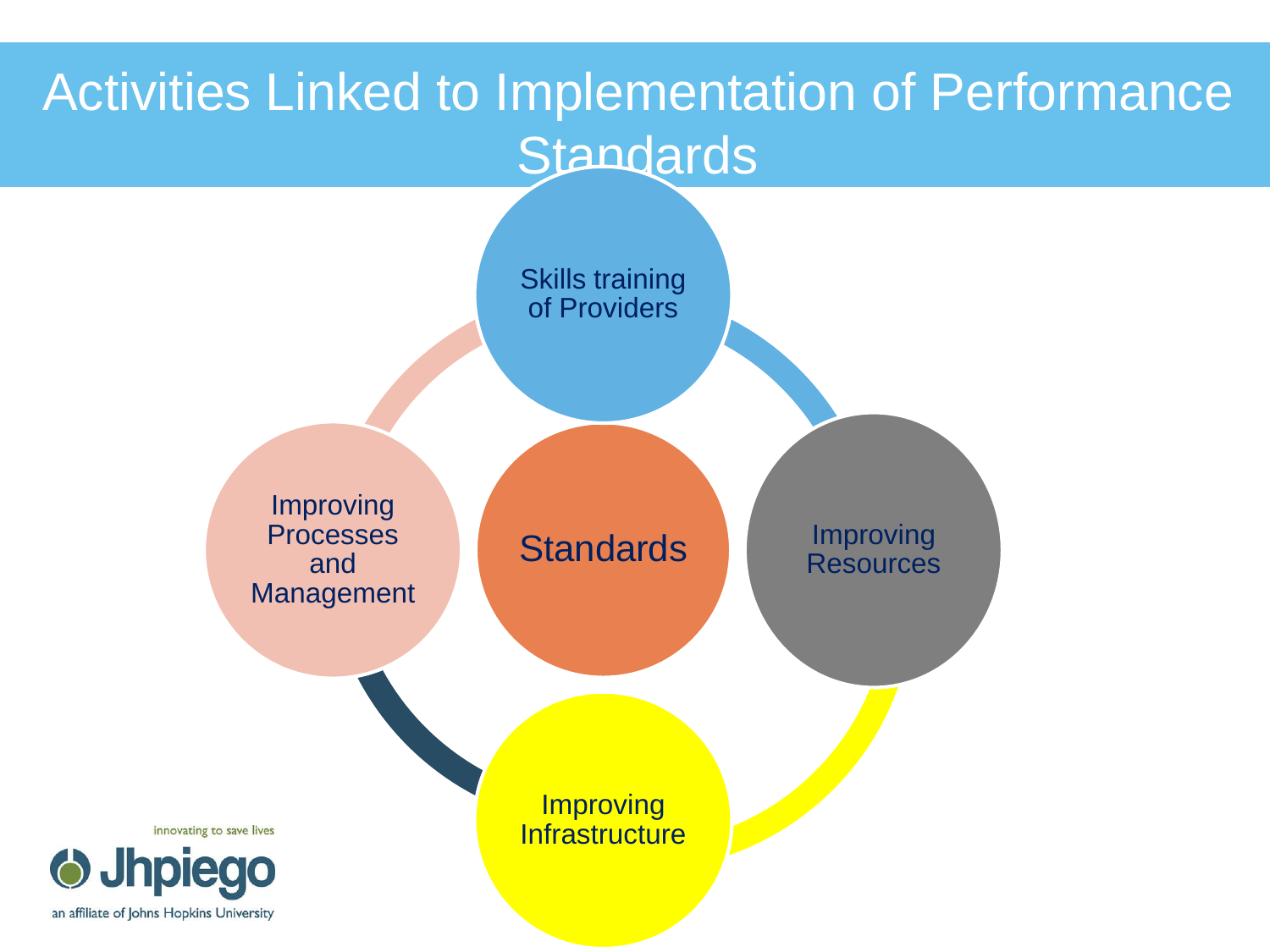# Activities Linked to Implementation of Performance Standards

- Skills training of Providers
- Improving Resources
- Improving Infrastructure
- Improving Processes and Management

Standards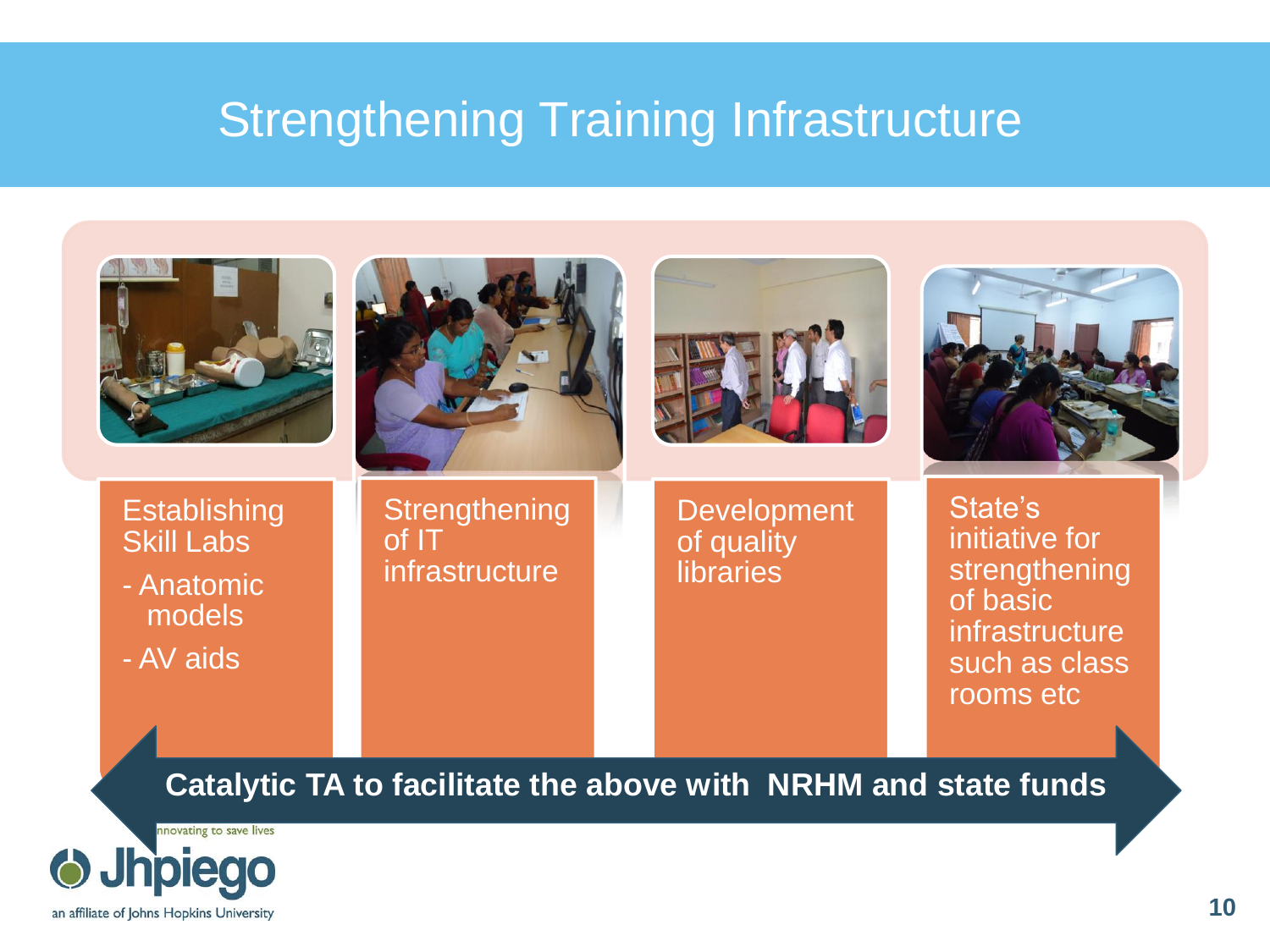# Strengthening Training Infrastructure

- **Establishing Skill Labs**
  - Anatomic models
  - AV aids
- **Strengthening of IT infrastructure**
- **Development of quality libraries**
- **State's initiative for strengthening of basic infrastructure such as class rooms etc**

**Catalytic TA to facilitate the above with NRHM and state funds**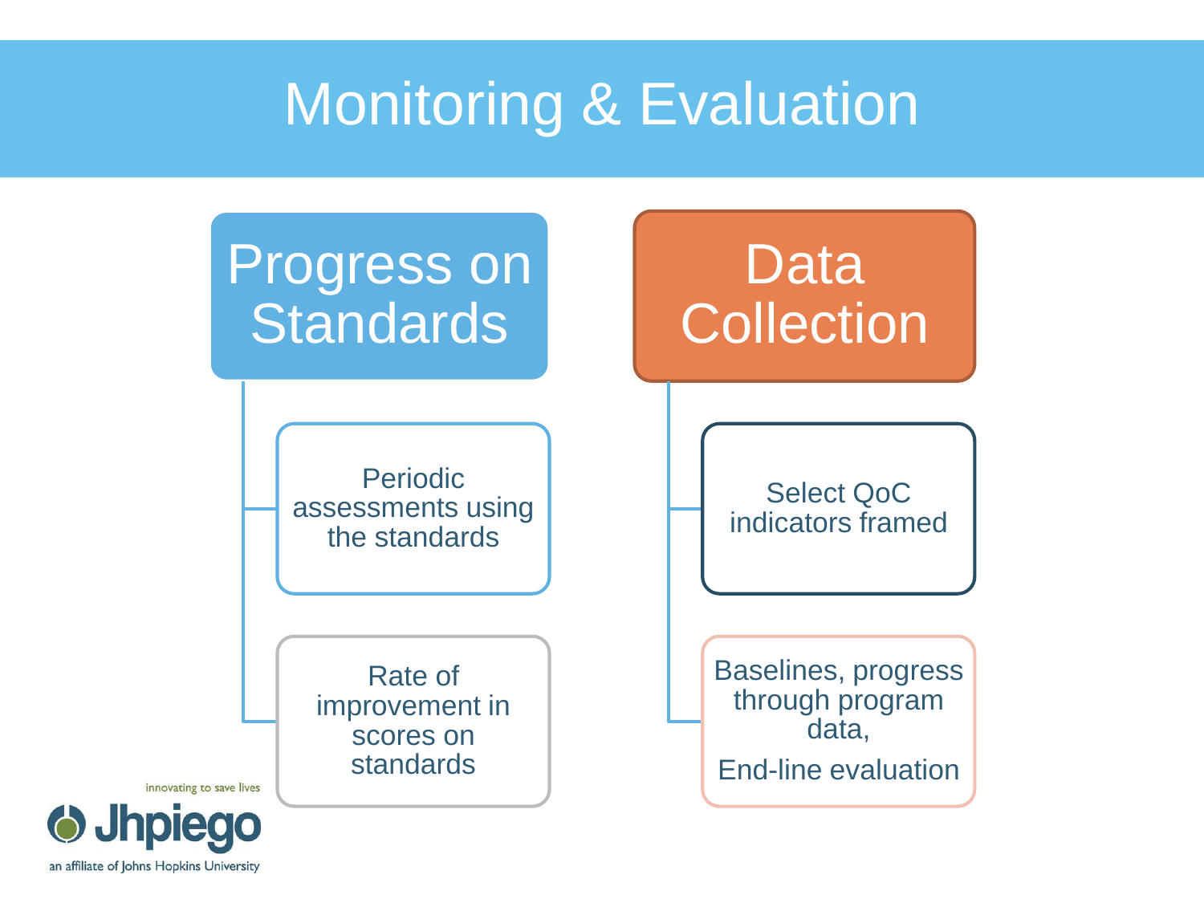# Monitoring & Evaluation

## Progress on Standards

- Periodic assessments using the standards
- Rate of improvement in scores on standards

## Data Collection

- Select QoC indicators framed
- Baselines, progress through program data,

  End-line evaluation

innovating to save lives

Jhpiego

an affiliate of Johns Hopkins University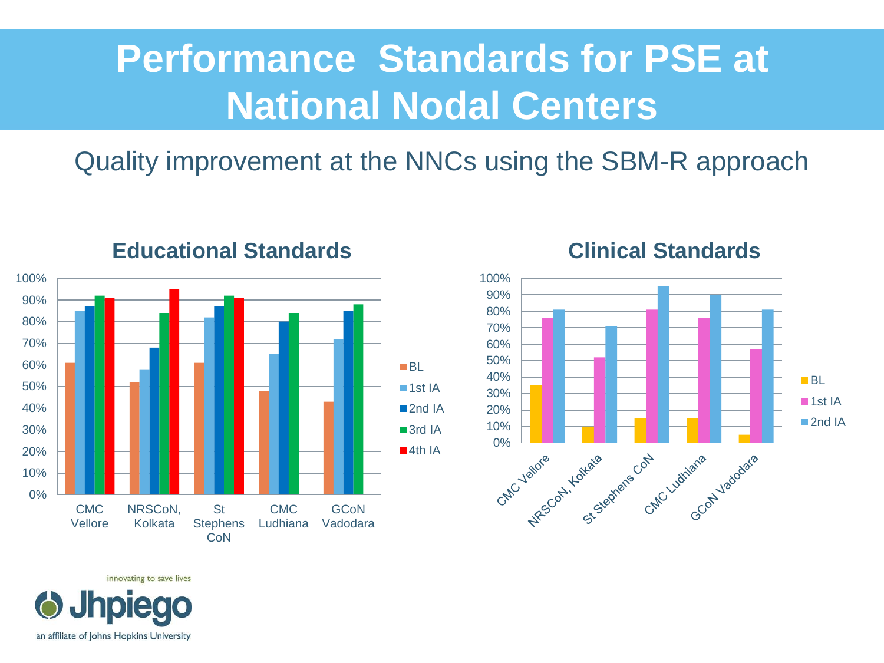# Performance Standards for PSE at National Nodal Centers

Quality improvement at the NNCs using the SBM-R approach

## Educational Standards

| | BL | 1st IA | 2nd IA | 3rd IA | 4th IA |
|---|---|---|---|---|---|
| CMC Vellore | 61% | 85% | 87% | 92% | 91% |
| NRSCoN, Kolkata | 52% | 58% | 68% | 84% | 95% |
| St Stephens CoN | 61% | 82% | 87% | 92% | 91% |
| CMC Ludhiana | 48% | 65% | 80% | 84% | |
| GCoN Vadodara | 43% | 72% | 85% | 88% | |

## Clinical Standards

| | BL | 1st IA | 2nd IA |
|---|---|---|---|
| CMC Vellore | 35% | 76% | 81% |
| NRSCoN, Kolkata | 10% | 52% | 71% |
| St Stephens CoN | 15% | 81% | 95% |
| CMC Ludhiana | 15% | 76% | 90% |
| GCoN Vadodara | 5% | 57% | 81% |

innovating to save lives
Jhpiego
an affiliate of Johns Hopkins University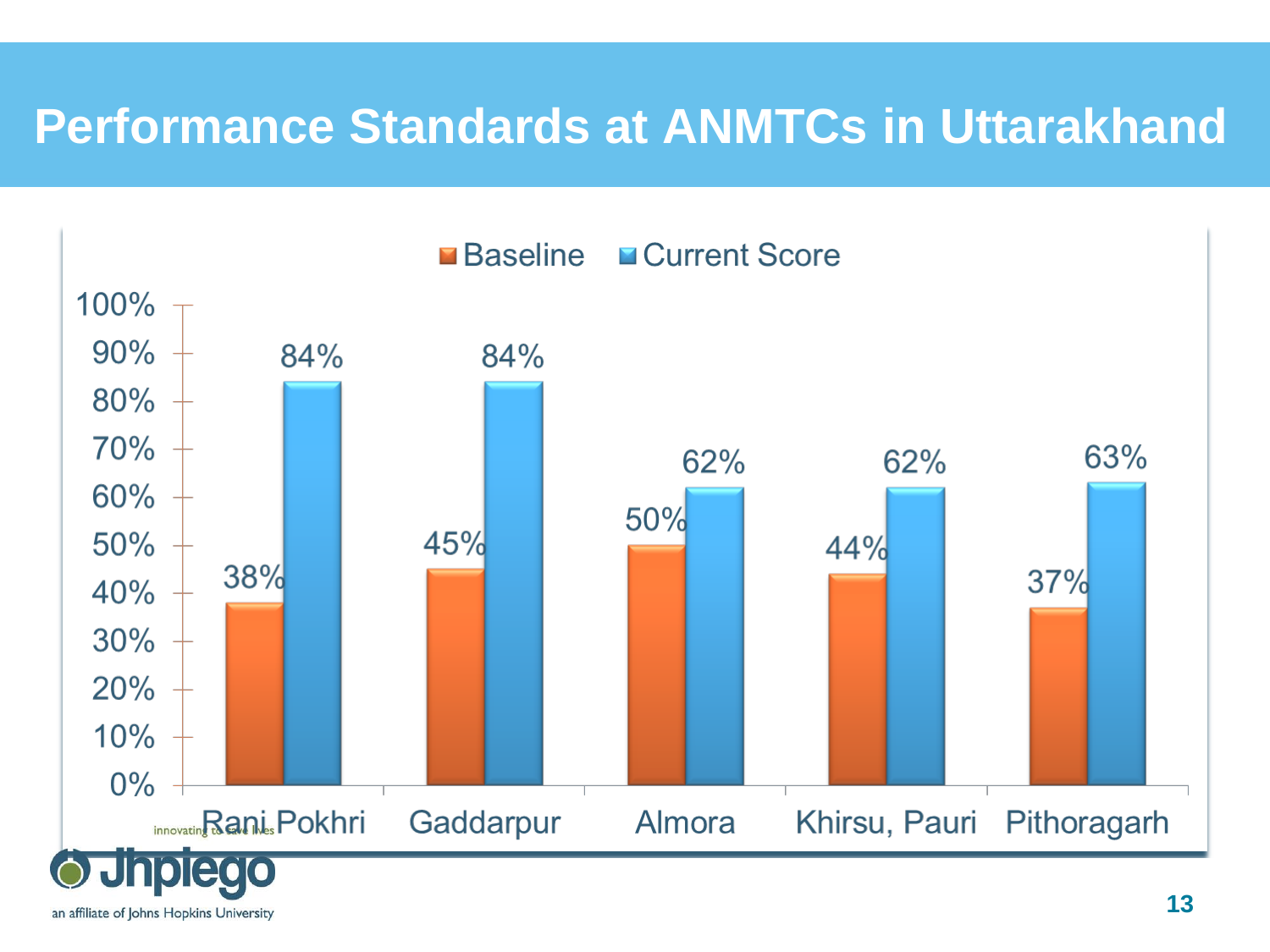# Performance Standards at ANMTCs in Uttarakhand

| | Baseline | Current Score |
|---|---|---|
| Rani Pokhri | 38% | 84% |
| Gaddarpur | 45% | 84% |
| Almora | 50% | 62% |
| Khirsu, Pauri | 44% | 62% |
| Pithoragarh | 37% | 63% |

innovating to save lives

Jhpiego

an affiliate of Johns Hopkins University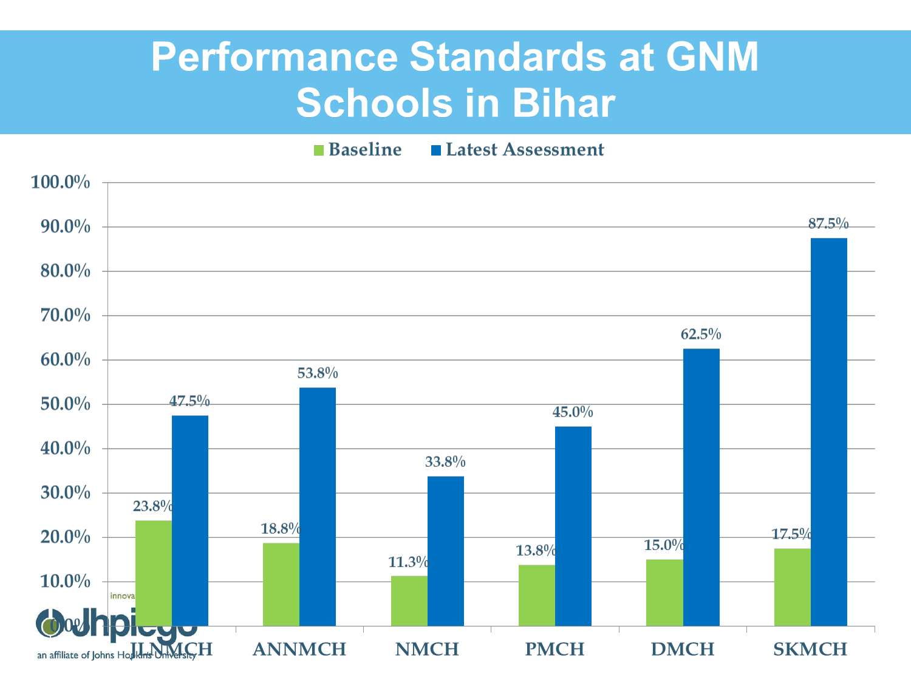# Performance Standards at GNM Schools in Bihar

| School | Baseline | Latest Assessment |
|---|---|---|
| JLNMCH | 23.8% | 47.5% |
| ANNMCH | 18.8% | 53.8% |
| NMCH | 11.3% | 33.8% |
| PMCH | 13.8% | 45.0% |
| DMCH | 15.0% | 62.5% |
| SKMCH | 17.5% | 87.5% |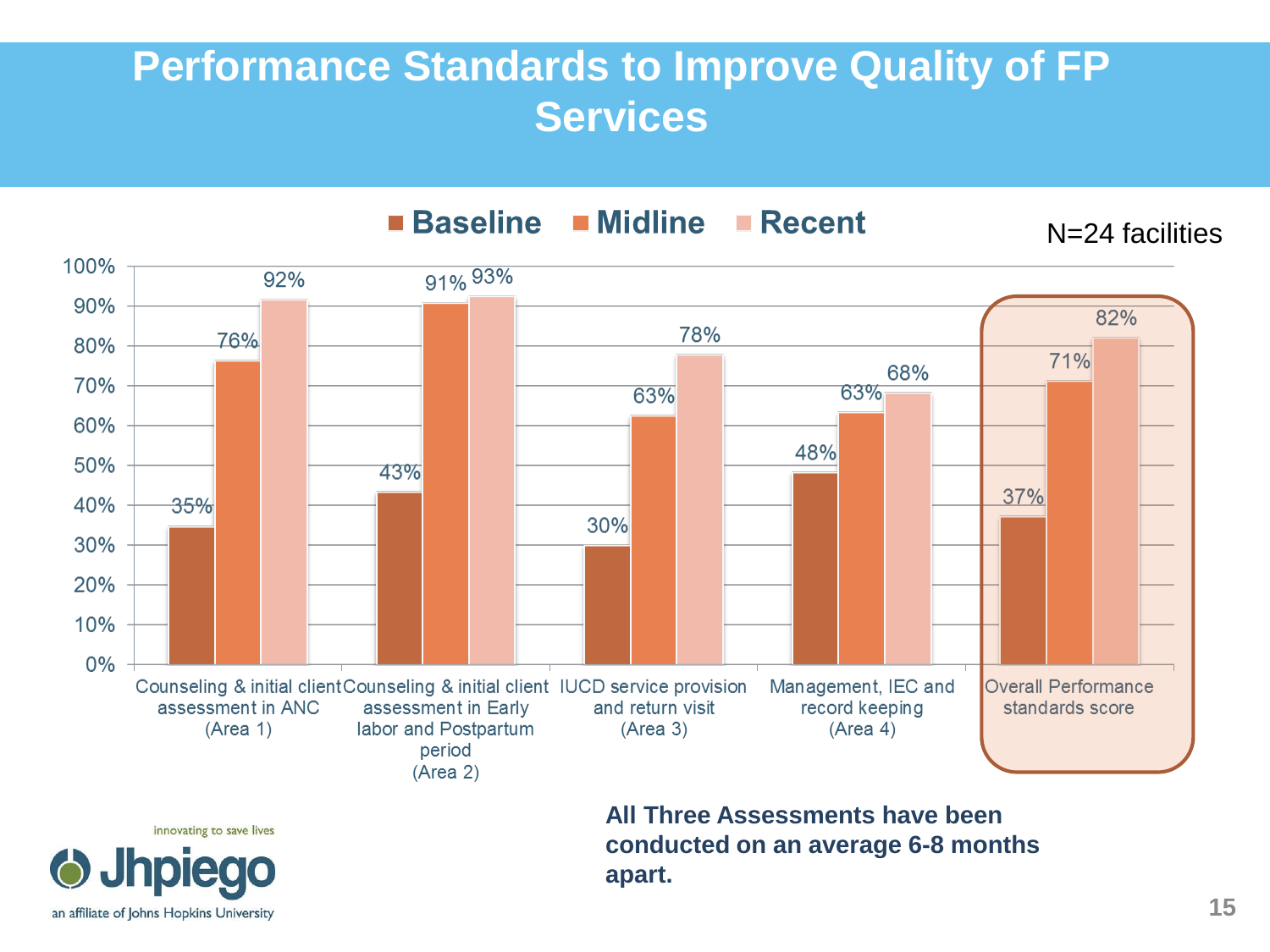# Performance Standards to Improve Quality of FP Services

N=24 facilities

| | Baseline | Midline | Recent |
|---|---|---|---|
| Counseling & initial client assessment in ANC (Area 1) | 35% | 76% | 92% |
| Counseling & initial client assessment in Early labor and Postpartum period (Area 2) | 43% | 91% | 93% |
| IUCD service provision and return visit (Area 3) | 30% | 63% | 78% |
| Management, IEC and record keeping (Area 4) | 48% | 63% | 68% |
| Overall Performance standards score | 37% | 71% | 82% |

**All Three Assessments have been conducted on an average 6-8 months apart.**

innovating to save lives

Jhpiego

an affiliate of Johns Hopkins University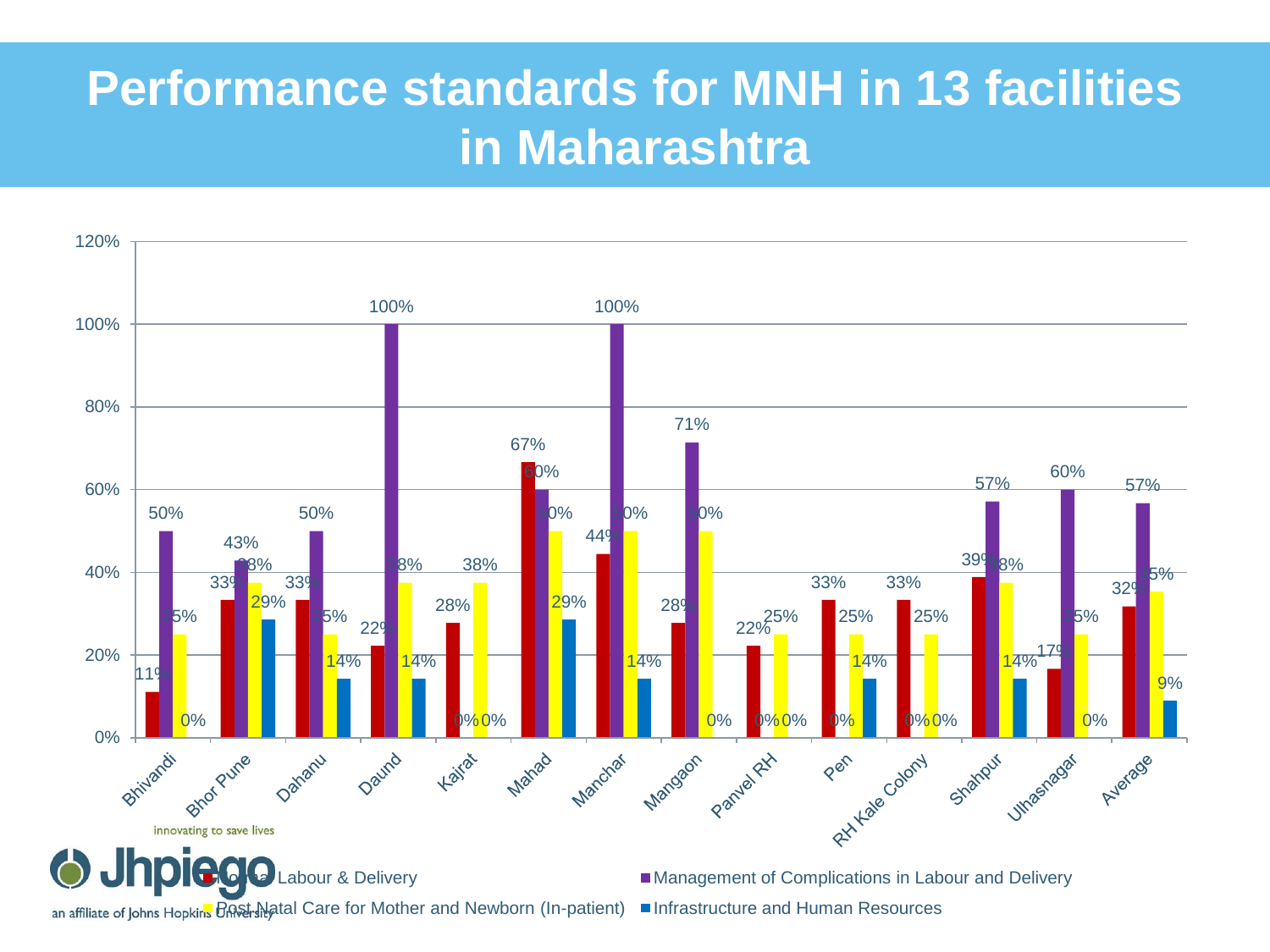# Performance standards for MNH in 13 facilities in Maharashtra

| Facility | Normal Labour & Delivery | Management of Complications in Labour and Delivery | Post Natal Care for Mother and Newborn (In-patient) | Infrastructure and Human Resources |
|---|---|---|---|---|
| Bhivandi | 11% | 50% | 25% | 0% |
| Bhor Pune | 33% | 43% | 38% | 29% |
| Dahanu | 33% | 50% | 25% | 14% |
| Daund | 22% | 100% | 38% | 14% |
| Kajrat | 28% | 0% | 38% | 0% |
| Mahad | 67% | 60% | 50% | 29% |
| Manchar | 44% | 100% | 50% | 14% |
| Mangaon | 28% | 71% | 50% | 0% |
| Panvel RH | 22% | 0% | 25% | 0% |
| Pen | 33% | 0% | 25% | 14% |
| RH Kale Colony | 33% | 0% | 25% | 0% |
| Shahpur | 39% | 57% | 38% | 14% |
| Ulhasnagar | 17% | 60% | 25% | 0% |
| Average | 32% | 57% | 35% | 9% |

innovating to save lives

Jhpiego

an affiliate of Johns Hopkins University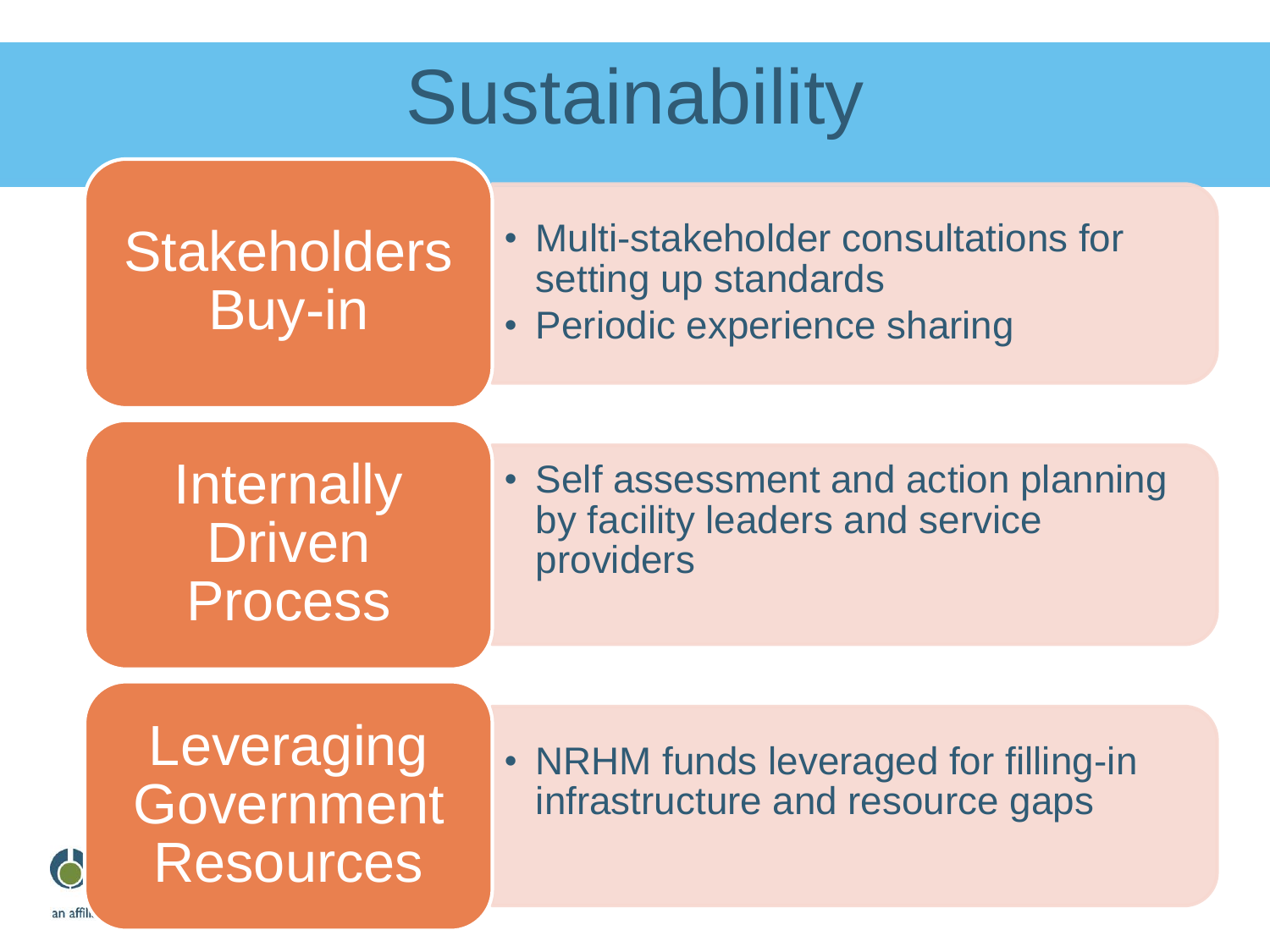# Sustainability

## Stakeholders Buy-in

- Multi-stakeholder consultations for setting up standards
- Periodic experience sharing

## Internally Driven Process

- Self assessment and action planning by facility leaders and service providers

## Leveraging Government Resources

- NRHM funds leveraged for filling-in infrastructure and resource gaps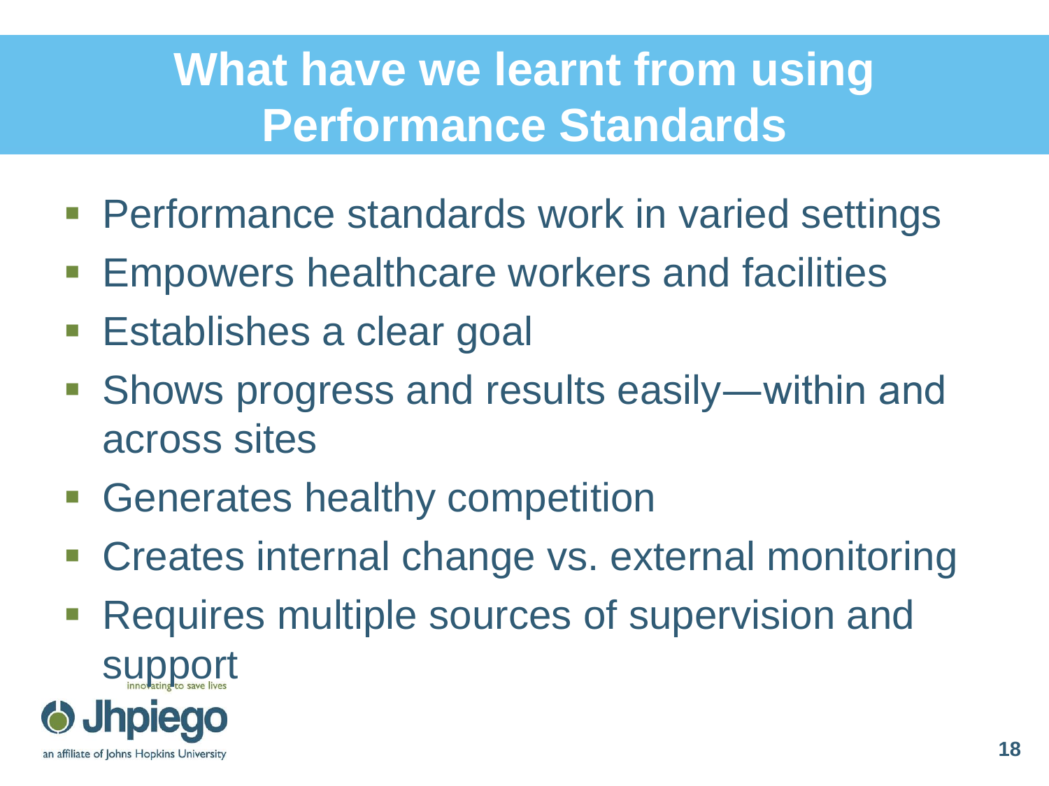# What have we learnt from using Performance Standards

- Performance standards work in varied settings
- Empowers healthcare workers and facilities
- Establishes a clear goal
- Shows progress and results easily—within and across sites
- Generates healthy competition
- Creates internal change vs. external monitoring
- Requires multiple sources of supervision and support

innovating to save lives

Jhpiego

an affiliate of Johns Hopkins University